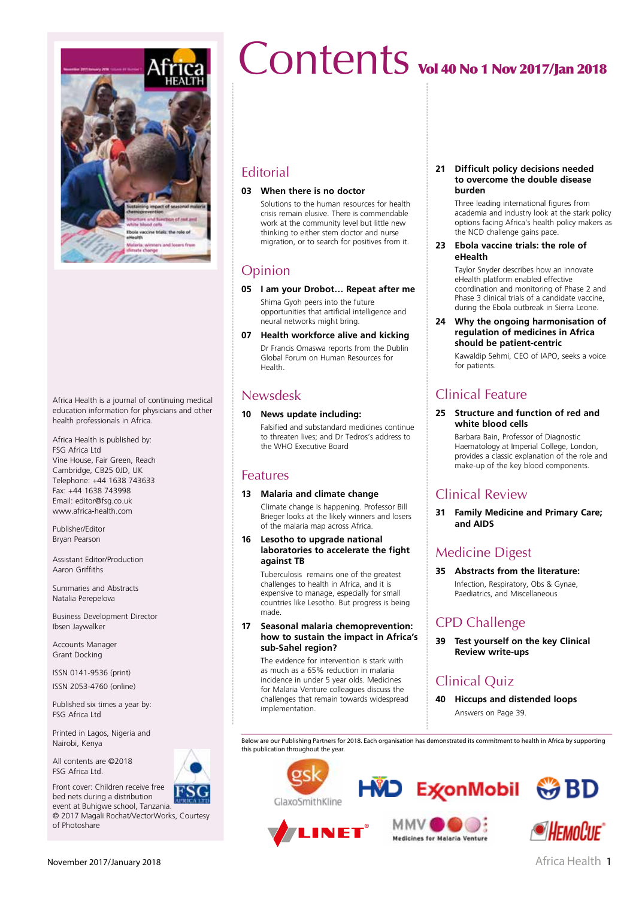# Contents Vol 40 No 1 Nov 2017/Jan 2018

## Editorial

**03 When there is no doctor**

Solutions to the human resources for health crisis remain elusive. There is commendable work at the community level but little new thinking to either stem doctor and nurse migration, or to search for positives from it.

## Opinion

**05 I am your Drobot… Repeat after me**

Shima Gyoh peers into the future opportunities that artificial intelligence and neural networks might bring.

**07 Health workforce alive and kicking**

Dr Francis Omaswa reports from the Dublin Global Forum on Human Resources for Health.

## Newsdesk

**10 News update including:**

Falsified and substandard medicines continue to threaten lives; and Dr Tedros's address to the WHO Executive Board

## Features

**13 Malaria and climate change**

Climate change is happening. Professor Bill Brieger looks at the likely winners and losers of the malaria map across Africa.

**16 Lesotho to upgrade national laboratories to accelerate the fight against TB**

Tuberculosis remains one of the greatest challenges to health in Africa, and it is expensive to manage, especially for small countries like Lesotho. But progress is being made.

**17 Seasonal malaria chemoprevention: how to sustain the impact in Africa's sub-Sahel region?**

The evidence for intervention is stark with as much as a 65% reduction in malaria incidence in under 5 year olds. Medicines for Malaria Venture colleagues discuss the challenges that remain towards widespread implementation.

**21 Difficult policy decisions needed to overcome the double disease burden**

Three leading international figures from academia and industry look at the stark policy options facing Africa's health policy makers as the NCD challenge gains pace.

**23 Ebola vaccine trials: the role of eHealth**

Taylor Snyder describes how an innovate eHealth platform enabled effective coordination and monitoring of Phase 2 and Phase 3 clinical trials of a candidate vaccine, during the Ebola outbreak in Sierra Leone.

**24 Why the ongoing harmonisation of regulation of medicines in Africa should be patient-centric**

Kawaldip Sehmi, CEO of IAPO, seeks a voice for patients.

## Clinical Feature

**25 Structure and function of red and white blood cells**

Barbara Bain, Professor of Diagnostic Haematology at Imperial College, London, provides a classic explanation of the role and make-up of the key blood components.

## Clinical Review

**31 Family Medicine and Primary Care; and AIDS**

## Medicine Digest

**35 Abstracts from the literature:**

Infection, Respiratory, Obs & Gynae, Paediatrics, and Miscellaneous

## CPD Challenge

**39 Test yourself on the key Clinical Review write-ups**

## Clinical Quiz

**40 Hiccups and distended loops**

Answers on Page 39.

---

Africa Health is a journal of continuing medical education information for physicians and other health professionals in Africa.

Africa Health is published by:
FSG Africa Ltd
Vine House, Fair Green, Reach
Cambridge, CB25 0JD, UK
Telephone: +44 1638 743633
Fax: +44 1638 743998
Email: editor@fsg.co.uk
www.africa-health.com

Publisher/Editor
Bryan Pearson

Assistant Editor/Production
Aaron Griffiths

Summaries and Abstracts
Natalia Perepelova

Business Development Director
Ibsen Jaywalker

Accounts Manager
Grant Docking

ISSN 0141-9536 (print)
ISSN 2053-4760 (online)

Published six times a year by:
FSG Africa Ltd

Printed in Lagos, Nigeria and Nairobi, Kenya

All contents are ©2018 FSG Africa Ltd.

Front cover: Children receive free bed nets during a distribution event at Buhigwe school, Tanzania. © 2017 Magali Rochat/VectorWorks, Courtesy of Photoshare

Below are our Publishing Partners for 2018. Each organisation has demonstrated its commitment to health in Africa by supporting this publication throughout the year.

GlaxoSmithKline, HMD, ExxonMobil, BD, LINET, MMV Medicines for Malaria Venture, HemoCue

November 2017/January 2018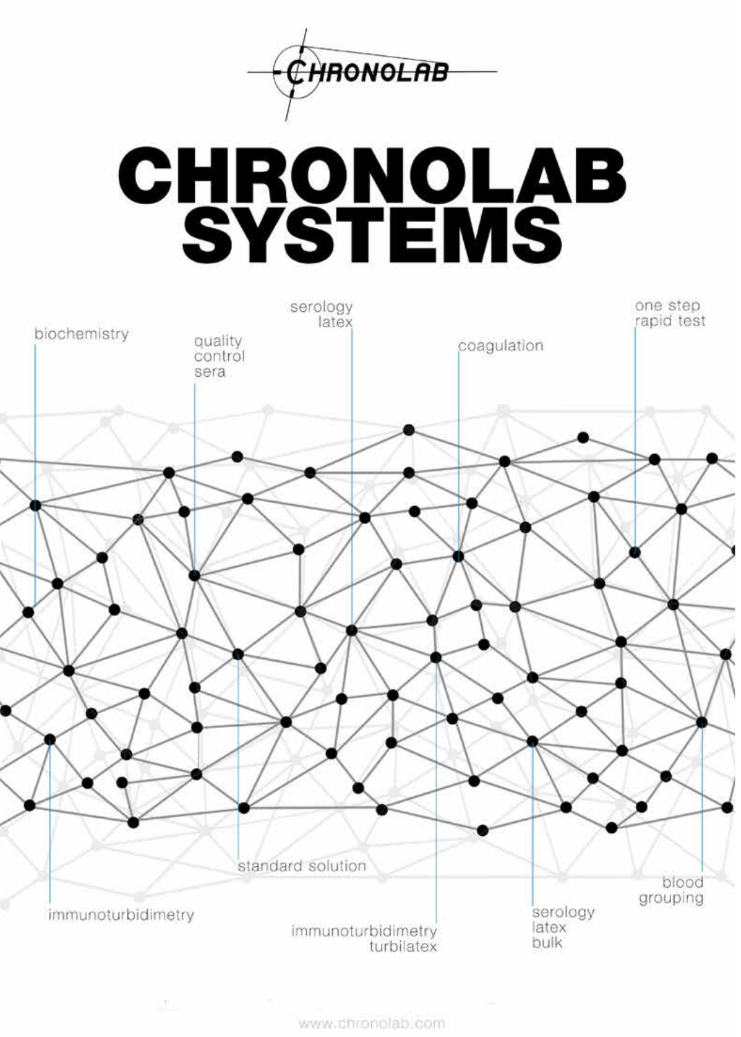CHRONOLAB

# CHRONOLAB SYSTEMS

biochemistry

quality control sera

serology latex

coagulation

one step rapid test

immunoturbidimetry

standard solution

immunoturbidimetry turbilatex

serology latex bulk

blood grouping

www.chronolab.com